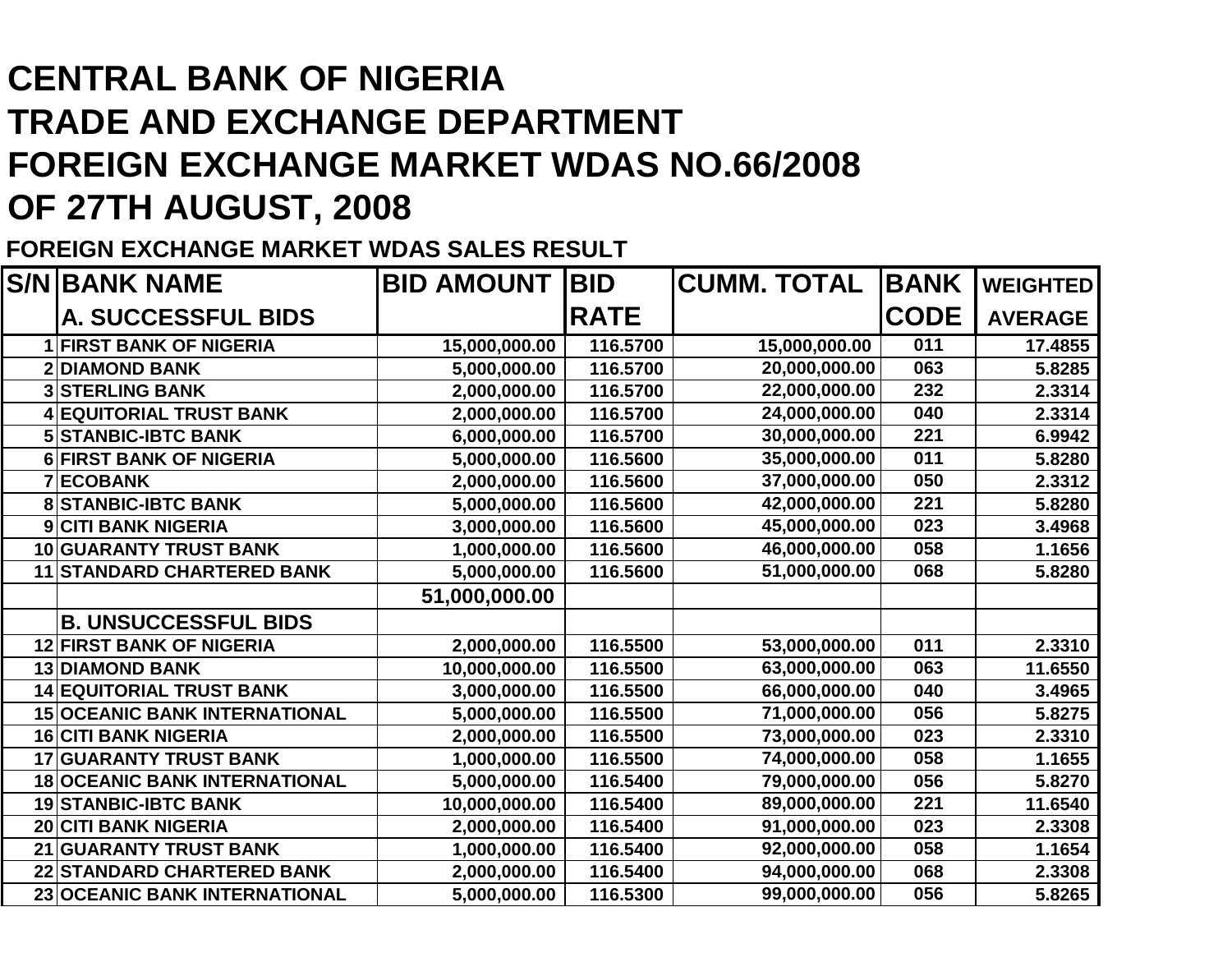# CENTRAL BANK OF NIGERIA
# TRADE AND EXCHANGE DEPARTMENT
# FOREIGN EXCHANGE MARKET WDAS NO.66/2008
# OF 27TH AUGUST, 2008

## FOREIGN EXCHANGE MARKET WDAS SALES RESULT

| S/N | BANK NAME | BID AMOUNT | BID RATE | CUMM. TOTAL | BANK CODE | WEIGHTED AVERAGE |
|---|---|---|---|---|---|---|
| | **A. SUCCESSFUL BIDS** | | | | | |
| 1 | FIRST BANK OF NIGERIA | 15,000,000.00 | 116.5700 | 15,000,000.00 | 011 | 17.4855 |
| 2 | DIAMOND BANK | 5,000,000.00 | 116.5700 | 20,000,000.00 | 063 | 5.8285 |
| 3 | STERLING BANK | 2,000,000.00 | 116.5700 | 22,000,000.00 | 232 | 2.3314 |
| 4 | EQUITORIAL TRUST BANK | 2,000,000.00 | 116.5700 | 24,000,000.00 | 040 | 2.3314 |
| 5 | STANBIC-IBTC BANK | 6,000,000.00 | 116.5700 | 30,000,000.00 | 221 | 6.9942 |
| 6 | FIRST BANK OF NIGERIA | 5,000,000.00 | 116.5600 | 35,000,000.00 | 011 | 5.8280 |
| 7 | ECOBANK | 2,000,000.00 | 116.5600 | 37,000,000.00 | 050 | 2.3312 |
| 8 | STANBIC-IBTC BANK | 5,000,000.00 | 116.5600 | 42,000,000.00 | 221 | 5.8280 |
| 9 | CITI BANK NIGERIA | 3,000,000.00 | 116.5600 | 45,000,000.00 | 023 | 3.4968 |
| 10 | GUARANTY TRUST BANK | 1,000,000.00 | 116.5600 | 46,000,000.00 | 058 | 1.1656 |
| 11 | STANDARD CHARTERED BANK | 5,000,000.00 | 116.5600 | 51,000,000.00 | 068 | 5.8280 |
| | | **51,000,000.00** | | | | |
| | **B. UNSUCCESSFUL BIDS** | | | | | |
| 12 | FIRST BANK OF NIGERIA | 2,000,000.00 | 116.5500 | 53,000,000.00 | 011 | 2.3310 |
| 13 | DIAMOND BANK | 10,000,000.00 | 116.5500 | 63,000,000.00 | 063 | 11.6550 |
| 14 | EQUITORIAL TRUST BANK | 3,000,000.00 | 116.5500 | 66,000,000.00 | 040 | 3.4965 |
| 15 | OCEANIC BANK INTERNATIONAL | 5,000,000.00 | 116.5500 | 71,000,000.00 | 056 | 5.8275 |
| 16 | CITI BANK NIGERIA | 2,000,000.00 | 116.5500 | 73,000,000.00 | 023 | 2.3310 |
| 17 | GUARANTY TRUST BANK | 1,000,000.00 | 116.5500 | 74,000,000.00 | 058 | 1.1655 |
| 18 | OCEANIC BANK INTERNATIONAL | 5,000,000.00 | 116.5400 | 79,000,000.00 | 056 | 5.8270 |
| 19 | STANBIC-IBTC BANK | 10,000,000.00 | 116.5400 | 89,000,000.00 | 221 | 11.6540 |
| 20 | CITI BANK NIGERIA | 2,000,000.00 | 116.5400 | 91,000,000.00 | 023 | 2.3308 |
| 21 | GUARANTY TRUST BANK | 1,000,000.00 | 116.5400 | 92,000,000.00 | 058 | 1.1654 |
| 22 | STANDARD CHARTERED BANK | 2,000,000.00 | 116.5400 | 94,000,000.00 | 068 | 2.3308 |
| 23 | OCEANIC BANK INTERNATIONAL | 5,000,000.00 | 116.5300 | 99,000,000.00 | 056 | 5.8265 |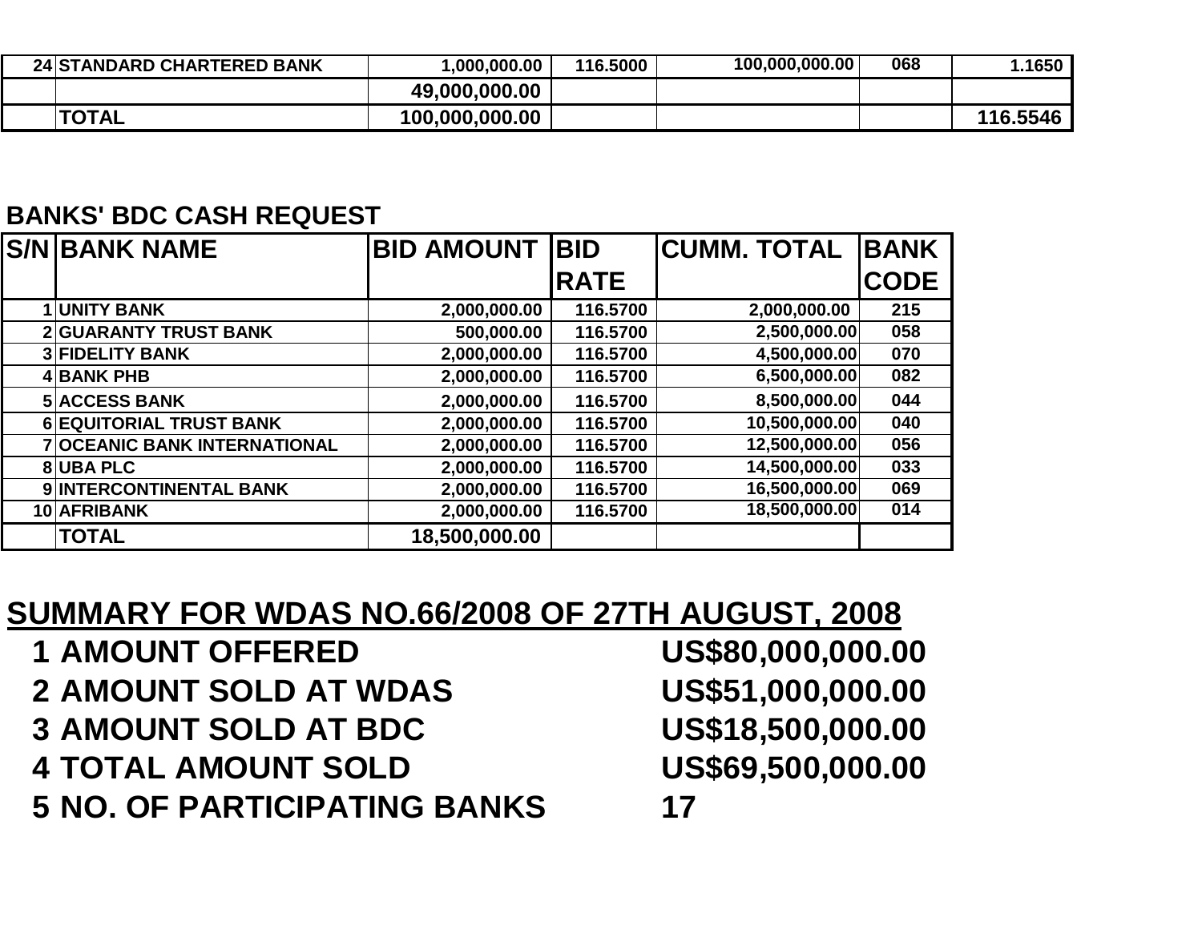| | | | | | | |
|---|---|---|---|---|---|---|
| 24 | STANDARD CHARTERED BANK | 1,000,000.00 | 116.5000 | 100,000,000.00 | 068 | 1.1650 |
| | | 49,000,000.00 | | | | |
| | TOTAL | 100,000,000.00 | | | | 116.5546 |

**BANKS' BDC CASH REQUEST**

| S/N | BANK NAME | BID AMOUNT | BID RATE | CUMM. TOTAL | BANK CODE |
|---|---|---|---|---|---|
| 1 | UNITY BANK | 2,000,000.00 | 116.5700 | 2,000,000.00 | 215 |
| 2 | GUARANTY TRUST BANK | 500,000.00 | 116.5700 | 2,500,000.00 | 058 |
| 3 | FIDELITY BANK | 2,000,000.00 | 116.5700 | 4,500,000.00 | 070 |
| 4 | BANK PHB | 2,000,000.00 | 116.5700 | 6,500,000.00 | 082 |
| 5 | ACCESS BANK | 2,000,000.00 | 116.5700 | 8,500,000.00 | 044 |
| 6 | EQUITORIAL TRUST BANK | 2,000,000.00 | 116.5700 | 10,500,000.00 | 040 |
| 7 | OCEANIC BANK INTERNATIONAL | 2,000,000.00 | 116.5700 | 12,500,000.00 | 056 |
| 8 | UBA PLC | 2,000,000.00 | 116.5700 | 14,500,000.00 | 033 |
| 9 | INTERCONTINENTAL BANK | 2,000,000.00 | 116.5700 | 16,500,000.00 | 069 |
| 10 | AFRIBANK | 2,000,000.00 | 116.5700 | 18,500,000.00 | 014 |
| | TOTAL | 18,500,000.00 | | | |

## SUMMARY FOR WDAS NO.66/2008 OF 27TH AUGUST, 2008

| | | |
|---|---|---|
| 1 | AMOUNT OFFERED | US$80,000,000.00 |
| 2 | AMOUNT SOLD AT WDAS | US$51,000,000.00 |
| 3 | AMOUNT SOLD AT BDC | US$18,500,000.00 |
| 4 | TOTAL AMOUNT SOLD | US$69,500,000.00 |
| 5 | NO. OF PARTICIPATING BANKS | 17 |